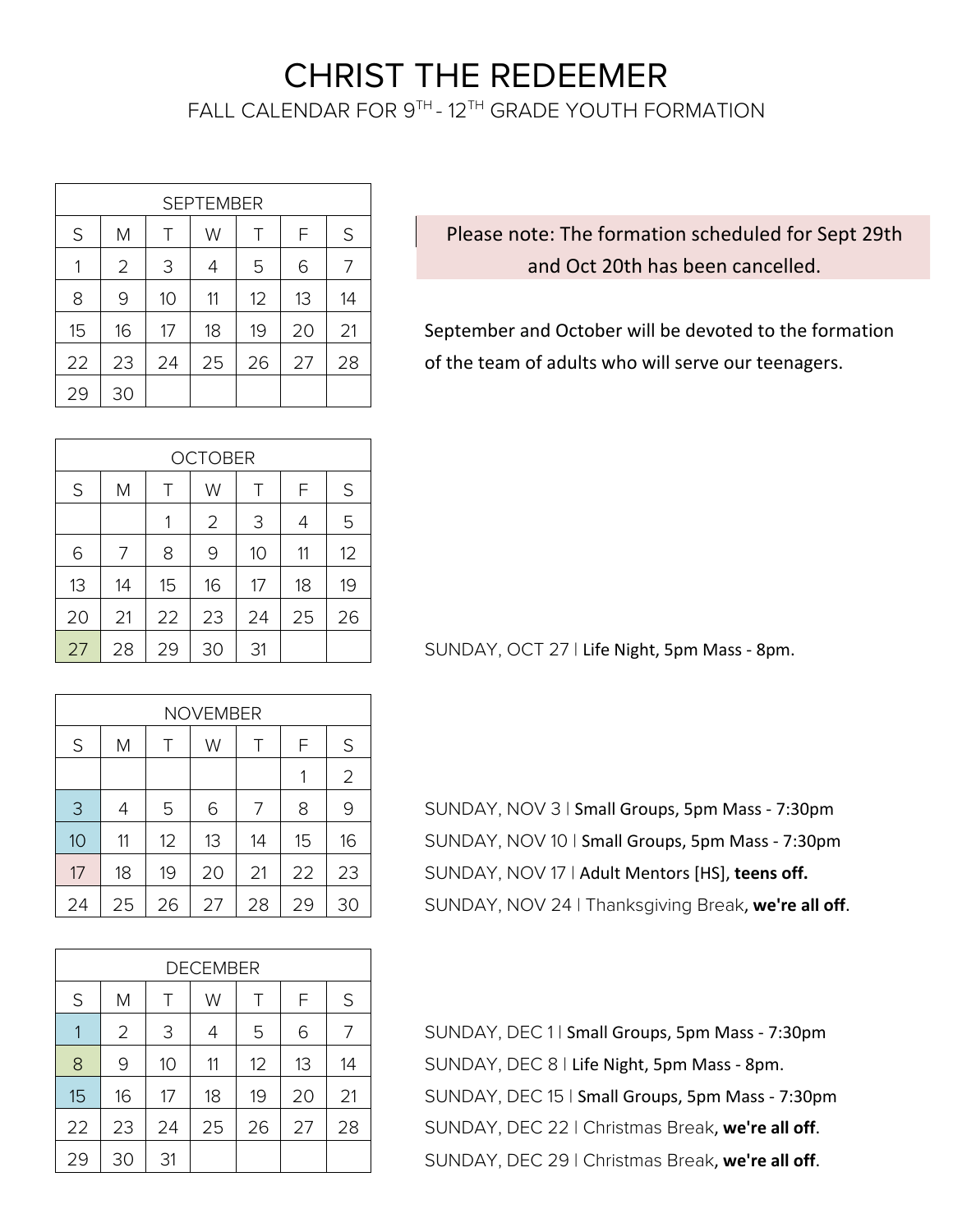# CHRIST THE REDEEMER

FALL CALENDAR FOR 9TH - 12TH GRADE YOUTH FORMATION

| SEPTEMBER | | | | | | |
|---|---|---|---|---|---|---|
| S | M | T | W | T | F | S |
| 1 | 2 | 3 | 4 | 5 | 6 | 7 |
| 8 | 9 | 10 | 11 | 12 | 13 | 14 |
| 15 | 16 | 17 | 18 | 19 | 20 | 21 |
| 22 | 23 | 24 | 25 | 26 | 27 | 28 |
| 29 | 30 | | | | | |

Please note: The formation scheduled for Sept 29th and Oct 20th has been cancelled.

September and October will be devoted to the formation of the team of adults who will serve our teenagers.

| OCTOBER | | | | | | |
|---|---|---|---|---|---|---|
| S | M | T | W | T | F | S |
| | | 1 | 2 | 3 | 4 | 5 |
| 6 | 7 | 8 | 9 | 10 | 11 | 12 |
| 13 | 14 | 15 | 16 | 17 | 18 | 19 |
| 20 | 21 | 22 | 23 | 24 | 25 | 26 |
| 27 | 28 | 29 | 30 | 31 | | |

SUNDAY, OCT 27 | Life Night, 5pm Mass - 8pm.

| NOVEMBER | | | | | | |
|---|---|---|---|---|---|---|
| S | M | T | W | T | F | S |
| | | | | | 1 | 2 |
| 3 | 4 | 5 | 6 | 7 | 8 | 9 |
| 10 | 11 | 12 | 13 | 14 | 15 | 16 |
| 17 | 18 | 19 | 20 | 21 | 22 | 23 |
| 24 | 25 | 26 | 27 | 28 | 29 | 30 |

SUNDAY, NOV 3 | Small Groups, 5pm Mass - 7:30pm

SUNDAY, NOV 10 | Small Groups, 5pm Mass - 7:30pm

SUNDAY, NOV 17 | Adult Mentors [HS], **teens off.**

SUNDAY, NOV 24 | Thanksgiving Break, **we're all off**.

| DECEMBER | | | | | | |
|---|---|---|---|---|---|---|
| S | M | T | W | T | F | S |
| 1 | 2 | 3 | 4 | 5 | 6 | 7 |
| 8 | 9 | 10 | 11 | 12 | 13 | 14 |
| 15 | 16 | 17 | 18 | 19 | 20 | 21 |
| 22 | 23 | 24 | 25 | 26 | 27 | 28 |
| 29 | 30 | 31 | | | | |

SUNDAY, DEC 1 | Small Groups, 5pm Mass - 7:30pm

SUNDAY, DEC 8 | Life Night, 5pm Mass - 8pm.

SUNDAY, DEC 15 | Small Groups, 5pm Mass - 7:30pm

SUNDAY, DEC 22 | Christmas Break, **we're all off**.

SUNDAY, DEC 29 | Christmas Break, **we're all off**.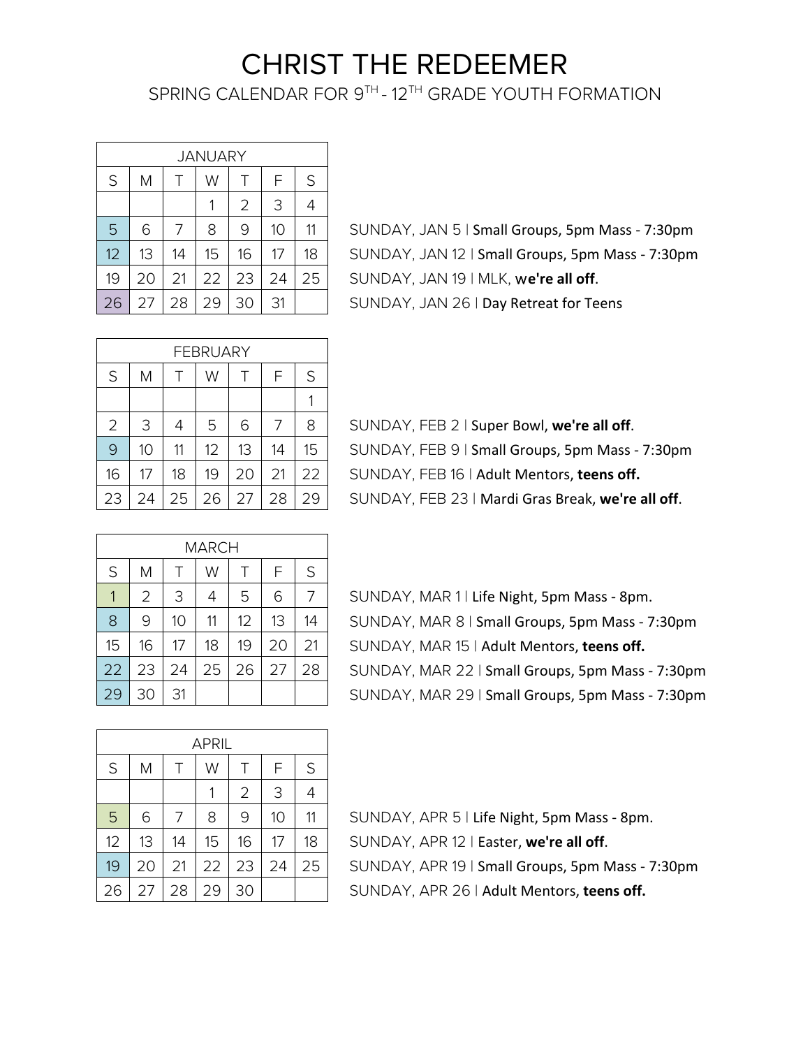# CHRIST THE REDEEMER

SPRING CALENDAR FOR 9TH - 12TH GRADE YOUTH FORMATION

| JANUARY | | | | | | |
|---|---|---|---|---|---|---|
| S | M | T | W | T | F | S |
| | | | 1 | 2 | 3 | 4 |
| 5 | 6 | 7 | 8 | 9 | 10 | 11 |
| 12 | 13 | 14 | 15 | 16 | 17 | 18 |
| 19 | 20 | 21 | 22 | 23 | 24 | 25 |
| 26 | 27 | 28 | 29 | 30 | 31 | |

SUNDAY, JAN 5 | Small Groups, 5pm Mass - 7:30pm
SUNDAY, JAN 12 | Small Groups, 5pm Mass - 7:30pm
SUNDAY, JAN 19 | MLK, **we're all off**.
SUNDAY, JAN 26 | Day Retreat for Teens

| FEBRUARY | | | | | | |
|---|---|---|---|---|---|---|
| S | M | T | W | T | F | S |
| | | | | | | 1 |
| 2 | 3 | 4 | 5 | 6 | 7 | 8 |
| 9 | 10 | 11 | 12 | 13 | 14 | 15 |
| 16 | 17 | 18 | 19 | 20 | 21 | 22 |
| 23 | 24 | 25 | 26 | 27 | 28 | 29 |

SUNDAY, FEB 2 | Super Bowl, **we're all off**.
SUNDAY, FEB 9 | Small Groups, 5pm Mass - 7:30pm
SUNDAY, FEB 16 | Adult Mentors, **teens off.**
SUNDAY, FEB 23 | Mardi Gras Break, **we're all off**.

| MARCH | | | | | | |
|---|---|---|---|---|---|---|
| S | M | T | W | T | F | S |
| 1 | 2 | 3 | 4 | 5 | 6 | 7 |
| 8 | 9 | 10 | 11 | 12 | 13 | 14 |
| 15 | 16 | 17 | 18 | 19 | 20 | 21 |
| 22 | 23 | 24 | 25 | 26 | 27 | 28 |
| 29 | 30 | 31 | | | | |

SUNDAY, MAR 1 | Life Night, 5pm Mass - 8pm.
SUNDAY, MAR 8 | Small Groups, 5pm Mass - 7:30pm
SUNDAY, MAR 15 | Adult Mentors, **teens off.**
SUNDAY, MAR 22 | Small Groups, 5pm Mass - 7:30pm
SUNDAY, MAR 29 | Small Groups, 5pm Mass - 7:30pm

| APRIL | | | | | | |
|---|---|---|---|---|---|---|
| S | M | T | W | T | F | S |
| | | | 1 | 2 | 3 | 4 |
| 5 | 6 | 7 | 8 | 9 | 10 | 11 |
| 12 | 13 | 14 | 15 | 16 | 17 | 18 |
| 19 | 20 | 21 | 22 | 23 | 24 | 25 |
| 26 | 27 | 28 | 29 | 30 | | |

SUNDAY, APR 5 | Life Night, 5pm Mass - 8pm.
SUNDAY, APR 12 | Easter, **we're all off**.
SUNDAY, APR 19 | Small Groups, 5pm Mass - 7:30pm
SUNDAY, APR 26 | Adult Mentors, **teens off.**